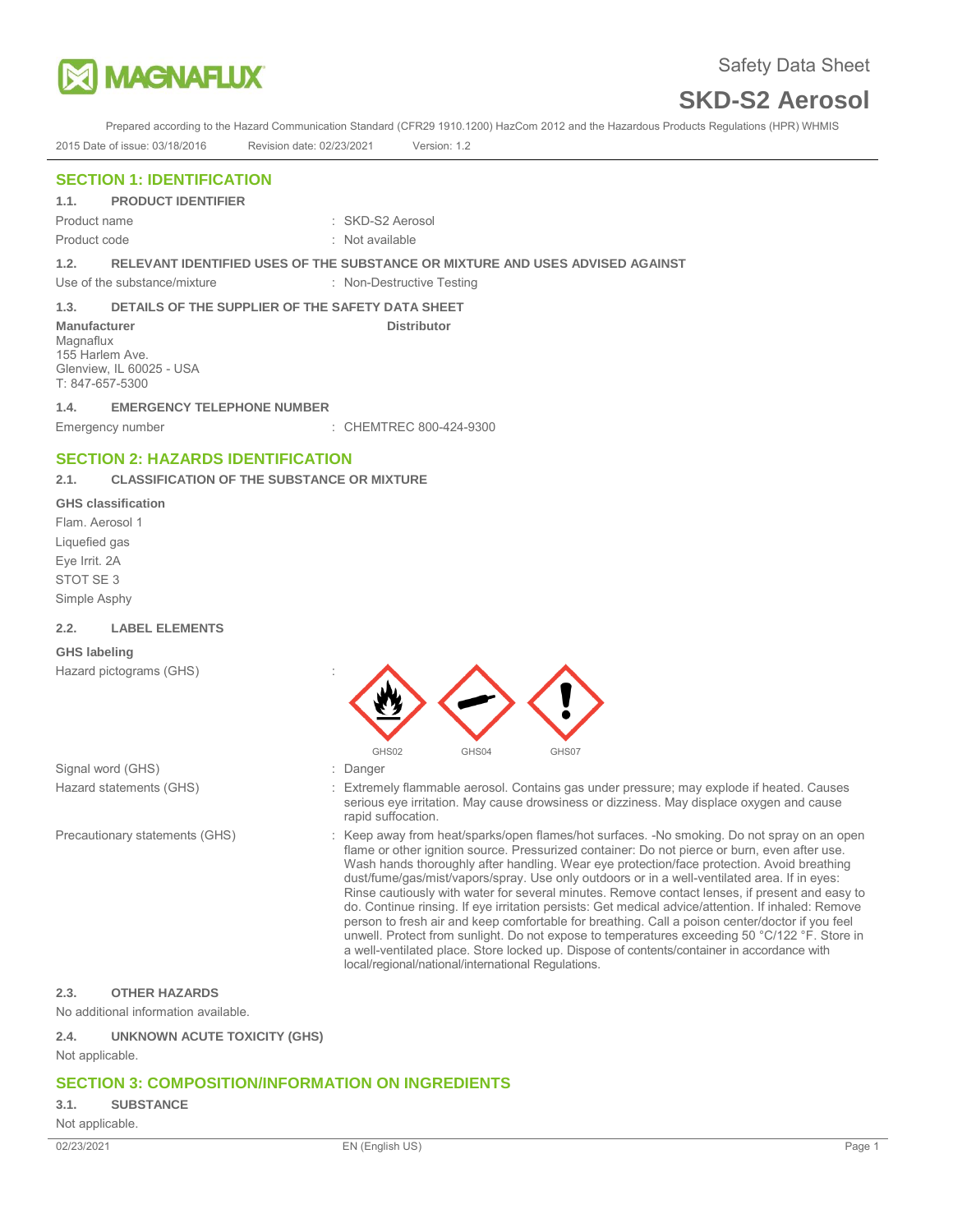MAGNAFLUX

Safety Data Sheet

# SKD-S2 Aerosol

Prepared according to the Hazard Communication Standard (CFR29 1910.1200) HazCom 2012 and the Hazardous Products Regulations (HPR) WHMIS 2015 Date of issue: 03/18/2016 Revision date: 02/23/2021 Version: 1.2

## SECTION 1: IDENTIFICATION

### 1.1. PRODUCT IDENTIFIER

Product name : SKD-S2 Aerosol

Product code : Not available

### 1.2. RELEVANT IDENTIFIED USES OF THE SUBSTANCE OR MIXTURE AND USES ADVISED AGAINST

Use of the substance/mixture : Non-Destructive Testing

### 1.3. DETAILS OF THE SUPPLIER OF THE SAFETY DATA SHEET

**Manufacturer**
Magnaflux
155 Harlem Ave.
Glenview, IL 60025 - USA
T: 847-657-5300

**Distributor**

### 1.4. EMERGENCY TELEPHONE NUMBER

Emergency number : CHEMTREC 800-424-9300

## SECTION 2: HAZARDS IDENTIFICATION

### 2.1. CLASSIFICATION OF THE SUBSTANCE OR MIXTURE

**GHS classification**

Flam. Aerosol 1

Liquefied gas

Eye Irrit. 2A

STOT SE 3

Simple Asphy

### 2.2. LABEL ELEMENTS

**GHS labeling**

Hazard pictograms (GHS) : GHS02 GHS04 GHS07

Signal word (GHS) : Danger

Hazard statements (GHS) : Extremely flammable aerosol. Contains gas under pressure; may explode if heated. Causes serious eye irritation. May cause drowsiness or dizziness. May displace oxygen and cause rapid suffocation.

Precautionary statements (GHS) : Keep away from heat/sparks/open flames/hot surfaces. -No smoking. Do not spray on an open flame or other ignition source. Pressurized container: Do not pierce or burn, even after use. Wash hands thoroughly after handling. Wear eye protection/face protection. Avoid breathing dust/fume/gas/mist/vapors/spray. Use only outdoors or in a well-ventilated area. If in eyes: Rinse cautiously with water for several minutes. Remove contact lenses, if present and easy to do. Continue rinsing. If eye irritation persists: Get medical advice/attention. If inhaled: Remove person to fresh air and keep comfortable for breathing. Call a poison center/doctor if you feel unwell. Protect from sunlight. Do not expose to temperatures exceeding 50 °C/122 °F. Store in a well-ventilated place. Store locked up. Dispose of contents/container in accordance with local/regional/national/international Regulations.

### 2.3. OTHER HAZARDS

No additional information available.

### 2.4. UNKNOWN ACUTE TOXICITY (GHS)

Not applicable.

## SECTION 3: COMPOSITION/INFORMATION ON INGREDIENTS

### 3.1. SUBSTANCE

Not applicable.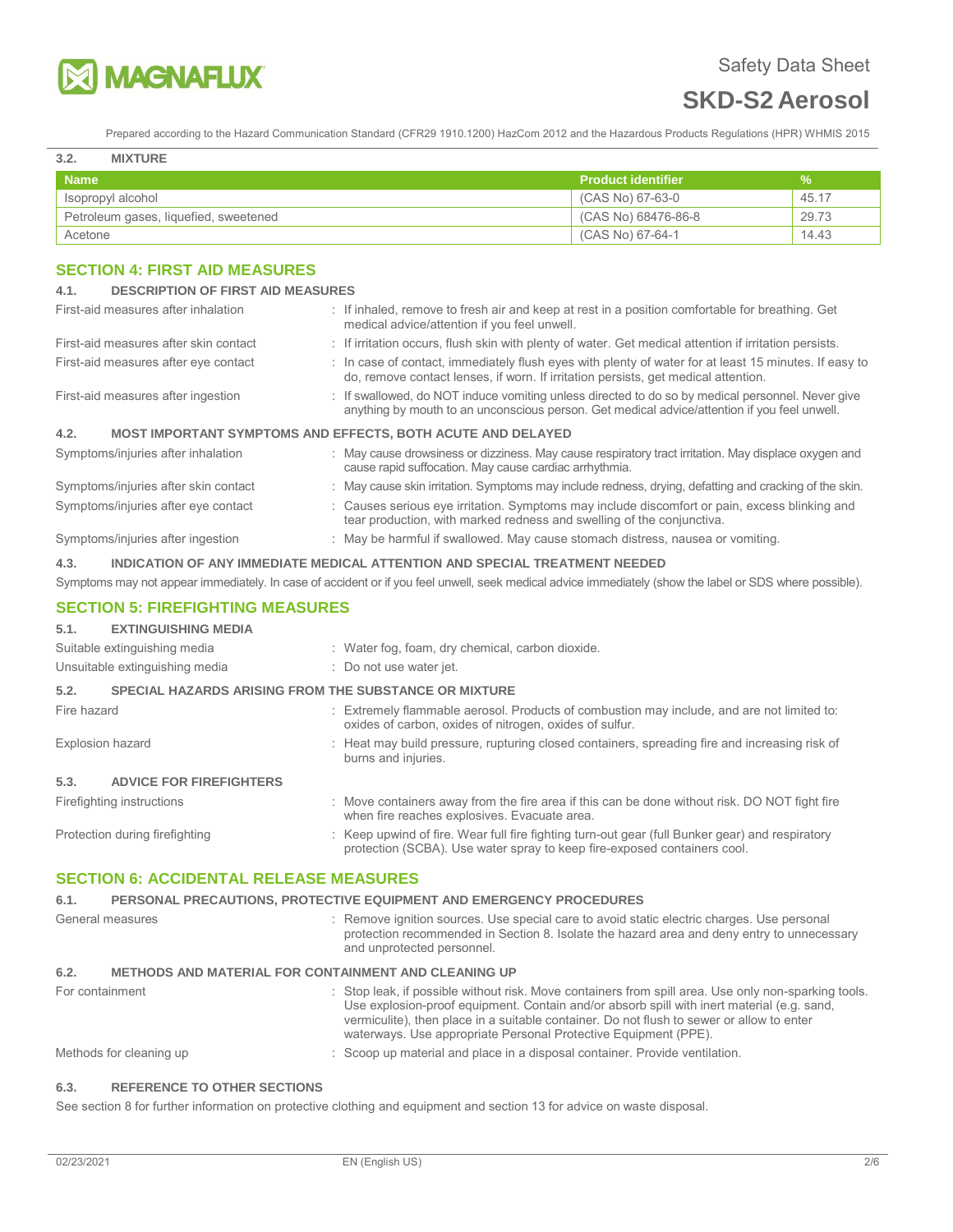### 3.2. MIXTURE

| Name | Product identifier | % |
|---|---|---|
| Isopropyl alcohol | (CAS No) 67-63-0 | 45.17 |
| Petroleum gases, liquefied, sweetened | (CAS No) 68476-86-8 | 29.73 |
| Acetone | (CAS No) 67-64-1 | 14.43 |

## SECTION 4: FIRST AID MEASURES

### 4.1. DESCRIPTION OF FIRST AID MEASURES

First-aid measures after inhalation : If inhaled, remove to fresh air and keep at rest in a position comfortable for breathing. Get medical advice/attention if you feel unwell.

First-aid measures after skin contact : If irritation occurs, flush skin with plenty of water. Get medical attention if irritation persists.

First-aid measures after eye contact : In case of contact, immediately flush eyes with plenty of water for at least 15 minutes. If easy to do, remove contact lenses, if worn. If irritation persists, get medical attention.

First-aid measures after ingestion : If swallowed, do NOT induce vomiting unless directed to do so by medical personnel. Never give anything by mouth to an unconscious person. Get medical advice/attention if you feel unwell.

### 4.2. MOST IMPORTANT SYMPTOMS AND EFFECTS, BOTH ACUTE AND DELAYED

Symptoms/injuries after inhalation : May cause drowsiness or dizziness. May cause respiratory tract irritation. May displace oxygen and cause rapid suffocation. May cause cardiac arrhythmia.

Symptoms/injuries after skin contact : May cause skin irritation. Symptoms may include redness, drying, defatting and cracking of the skin.

Symptoms/injuries after eye contact : Causes serious eye irritation. Symptoms may include discomfort or pain, excess blinking and tear production, with marked redness and swelling of the conjunctiva.

Symptoms/injuries after ingestion : May be harmful if swallowed. May cause stomach distress, nausea or vomiting.

### 4.3. INDICATION OF ANY IMMEDIATE MEDICAL ATTENTION AND SPECIAL TREATMENT NEEDED

Symptoms may not appear immediately. In case of accident or if you feel unwell, seek medical advice immediately (show the label or SDS where possible).

## SECTION 5: FIREFIGHTING MEASURES

### 5.1. EXTINGUISHING MEDIA

Suitable extinguishing media : Water fog, foam, dry chemical, carbon dioxide.

Unsuitable extinguishing media : Do not use water jet.

### 5.2. SPECIAL HAZARDS ARISING FROM THE SUBSTANCE OR MIXTURE

Fire hazard : Extremely flammable aerosol. Products of combustion may include, and are not limited to: oxides of carbon, oxides of nitrogen, oxides of sulfur.

Explosion hazard : Heat may build pressure, rupturing closed containers, spreading fire and increasing risk of burns and injuries.

### 5.3. ADVICE FOR FIREFIGHTERS

Firefighting instructions : Move containers away from the fire area if this can be done without risk. DO NOT fight fire when fire reaches explosives. Evacuate area.

Protection during firefighting : Keep upwind of fire. Wear full fire fighting turn-out gear (full Bunker gear) and respiratory protection (SCBA). Use water spray to keep fire-exposed containers cool.

## SECTION 6: ACCIDENTAL RELEASE MEASURES

### 6.1. PERSONAL PRECAUTIONS, PROTECTIVE EQUIPMENT AND EMERGENCY PROCEDURES

General measures : Remove ignition sources. Use special care to avoid static electric charges. Use personal protection recommended in Section 8. Isolate the hazard area and deny entry to unnecessary and unprotected personnel.

### 6.2. METHODS AND MATERIAL FOR CONTAINMENT AND CLEANING UP

For containment : Stop leak, if possible without risk. Move containers from spill area. Use only non-sparking tools. Use explosion-proof equipment. Contain and/or absorb spill with inert material (e.g. sand, vermiculite), then place in a suitable container. Do not flush to sewer or allow to enter waterways. Use appropriate Personal Protective Equipment (PPE).

Methods for cleaning up : Scoop up material and place in a disposal container. Provide ventilation.

### 6.3. REFERENCE TO OTHER SECTIONS

See section 8 for further information on protective clothing and equipment and section 13 for advice on waste disposal.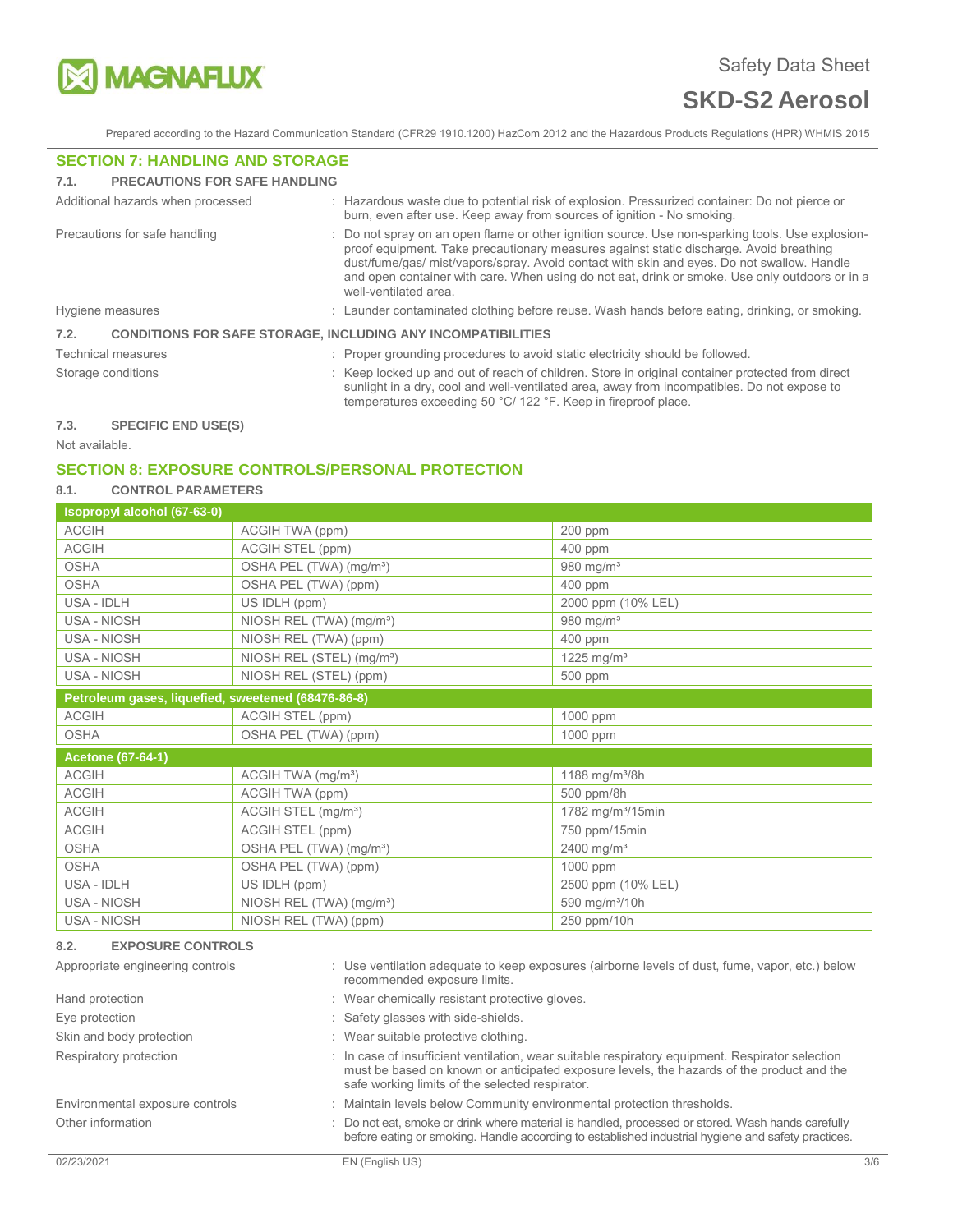## SECTION 7: HANDLING AND STORAGE

### 7.1. PRECAUTIONS FOR SAFE HANDLING

Additional hazards when processed : Hazardous waste due to potential risk of explosion. Pressurized container: Do not pierce or burn, even after use. Keep away from sources of ignition - No smoking.

Precautions for safe handling : Do not spray on an open flame or other ignition source. Use non-sparking tools. Use explosion-proof equipment. Take precautionary measures against static discharge. Avoid breathing dust/fume/gas/ mist/vapors/spray. Avoid contact with skin and eyes. Do not swallow. Handle and open container with care. When using do not eat, drink or smoke. Use only outdoors or in a well-ventilated area.

Hygiene measures : Launder contaminated clothing before reuse. Wash hands before eating, drinking, or smoking.

### 7.2. CONDITIONS FOR SAFE STORAGE, INCLUDING ANY INCOMPATIBILITIES

Technical measures : Proper grounding procedures to avoid static electricity should be followed.

Storage conditions : Keep locked up and out of reach of children. Store in original container protected from direct sunlight in a dry, cool and well-ventilated area, away from incompatibles. Do not expose to temperatures exceeding 50 °C/ 122 °F. Keep in fireproof place.

### 7.3. SPECIFIC END USE(S)

Not available.

## SECTION 8: EXPOSURE CONTROLS/PERSONAL PROTECTION

### 8.1. CONTROL PARAMETERS

| Isopropyl alcohol (67-63-0) | | |
|---|---|---|
| ACGIH | ACGIH TWA (ppm) | 200 ppm |
| ACGIH | ACGIH STEL (ppm) | 400 ppm |
| OSHA | OSHA PEL (TWA) (mg/m³) | 980 mg/m³ |
| OSHA | OSHA PEL (TWA) (ppm) | 400 ppm |
| USA - IDLH | US IDLH (ppm) | 2000 ppm (10% LEL) |
| USA - NIOSH | NIOSH REL (TWA) (mg/m³) | 980 mg/m³ |
| USA - NIOSH | NIOSH REL (TWA) (ppm) | 400 ppm |
| USA - NIOSH | NIOSH REL (STEL) (mg/m³) | 1225 mg/m³ |
| USA - NIOSH | NIOSH REL (STEL) (ppm) | 500 ppm |
| **Petroleum gases, liquefied, sweetened (68476-86-8)** | | |
| ACGIH | ACGIH STEL (ppm) | 1000 ppm |
| OSHA | OSHA PEL (TWA) (ppm) | 1000 ppm |
| **Acetone (67-64-1)** | | |
| ACGIH | ACGIH TWA (mg/m³) | 1188 mg/m³/8h |
| ACGIH | ACGIH TWA (ppm) | 500 ppm/8h |
| ACGIH | ACGIH STEL (mg/m³) | 1782 mg/m³/15min |
| ACGIH | ACGIH STEL (ppm) | 750 ppm/15min |
| OSHA | OSHA PEL (TWA) (mg/m³) | 2400 mg/m³ |
| OSHA | OSHA PEL (TWA) (ppm) | 1000 ppm |
| USA - IDLH | US IDLH (ppm) | 2500 ppm (10% LEL) |
| USA - NIOSH | NIOSH REL (TWA) (mg/m³) | 590 mg/m³/10h |
| USA - NIOSH | NIOSH REL (TWA) (ppm) | 250 ppm/10h |

### 8.2. EXPOSURE CONTROLS

Appropriate engineering controls : Use ventilation adequate to keep exposures (airborne levels of dust, fume, vapor, etc.) below recommended exposure limits.

Hand protection : Wear chemically resistant protective gloves.

Eye protection : Safety glasses with side-shields.

Skin and body protection : Wear suitable protective clothing.

Respiratory protection : In case of insufficient ventilation, wear suitable respiratory equipment. Respirator selection must be based on known or anticipated exposure levels, the hazards of the product and the safe working limits of the selected respirator.

Environmental exposure controls : Maintain levels below Community environmental protection thresholds.

Other information : Do not eat, smoke or drink where material is handled, processed or stored. Wash hands carefully before eating or smoking. Handle according to established industrial hygiene and safety practices.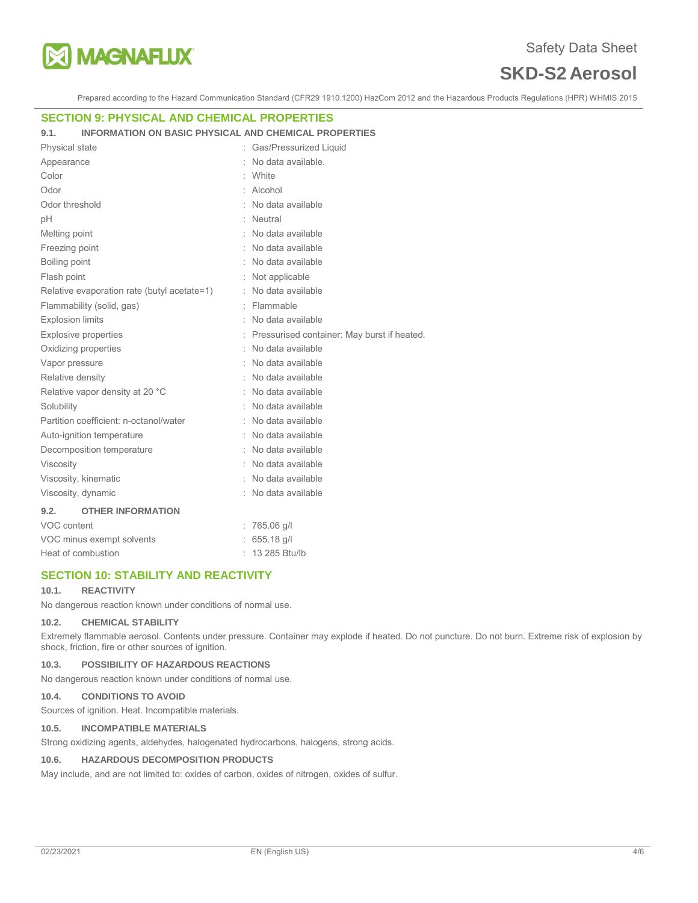## SECTION 9: PHYSICAL AND CHEMICAL PROPERTIES

### 9.1. INFORMATION ON BASIC PHYSICAL AND CHEMICAL PROPERTIES

| | |
|---|---|
| Physical state | : Gas/Pressurized Liquid |
| Appearance | : No data available. |
| Color | : White |
| Odor | : Alcohol |
| Odor threshold | : No data available |
| pH | : Neutral |
| Melting point | : No data available |
| Freezing point | : No data available |
| Boiling point | : No data available |
| Flash point | : Not applicable |
| Relative evaporation rate (butyl acetate=1) | : No data available |
| Flammability (solid, gas) | : Flammable |
| Explosion limits | : No data available |
| Explosive properties | : Pressurised container: May burst if heated. |
| Oxidizing properties | : No data available |
| Vapor pressure | : No data available |
| Relative density | : No data available |
| Relative vapor density at 20 °C | : No data available |
| Solubility | : No data available |
| Partition coefficient: n-octanol/water | : No data available |
| Auto-ignition temperature | : No data available |
| Decomposition temperature | : No data available |
| Viscosity | : No data available |
| Viscosity, kinematic | : No data available |
| Viscosity, dynamic | : No data available |

### 9.2. OTHER INFORMATION

| | |
|---|---|
| VOC content | : 765.06 g/l |
| VOC minus exempt solvents | : 655.18 g/l |
| Heat of combustion | : 13 285 Btu/lb |

## SECTION 10: STABILITY AND REACTIVITY

### 10.1. REACTIVITY

No dangerous reaction known under conditions of normal use.

### 10.2. CHEMICAL STABILITY

Extremely flammable aerosol. Contents under pressure. Container may explode if heated. Do not puncture. Do not burn. Extreme risk of explosion by shock, friction, fire or other sources of ignition.

### 10.3. POSSIBILITY OF HAZARDOUS REACTIONS

No dangerous reaction known under conditions of normal use.

### 10.4. CONDITIONS TO AVOID

Sources of ignition. Heat. Incompatible materials.

### 10.5. INCOMPATIBLE MATERIALS

Strong oxidizing agents, aldehydes, halogenated hydrocarbons, halogens, strong acids.

### 10.6. HAZARDOUS DECOMPOSITION PRODUCTS

May include, and are not limited to: oxides of carbon, oxides of nitrogen, oxides of sulfur.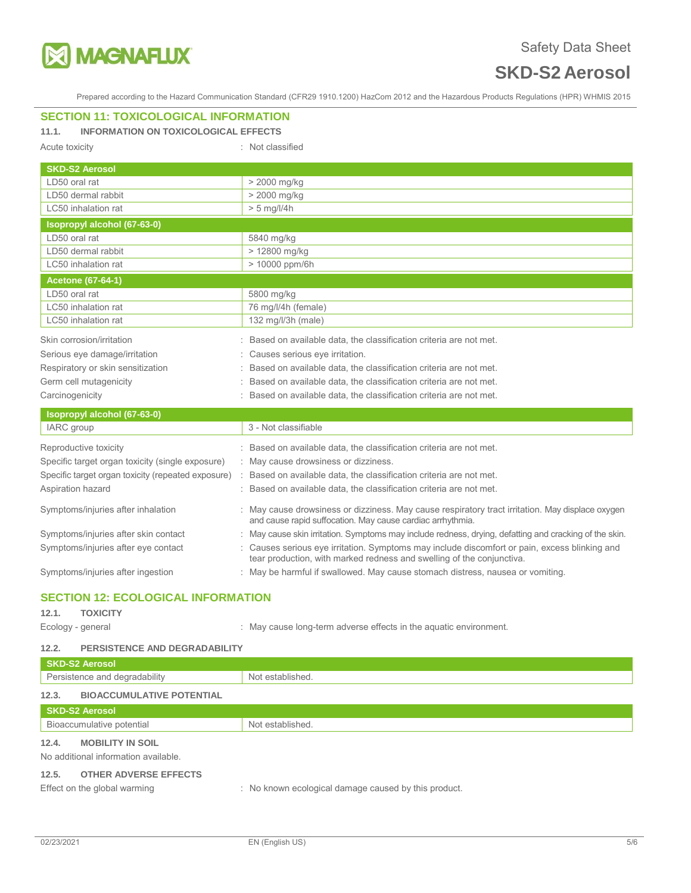## SECTION 11: TOXICOLOGICAL INFORMATION

### 11.1. INFORMATION ON TOXICOLOGICAL EFFECTS

Acute toxicity : Not classified

| SKD-S2 Aerosol | |
|---|---|
| LD50 oral rat | > 2000 mg/kg |
| LD50 dermal rabbit | > 2000 mg/kg |
| LC50 inhalation rat | > 5 mg/l/4h |
| **Isopropyl alcohol (67-63-0)** | |
| LD50 oral rat | 5840 mg/kg |
| LD50 dermal rabbit | > 12800 mg/kg |
| LC50 inhalation rat | > 10000 ppm/6h |
| **Acetone (67-64-1)** | |
| LD50 oral rat | 5800 mg/kg |
| LC50 inhalation rat | 76 mg/l/4h (female) |
| LC50 inhalation rat | 132 mg/l/3h (male) |

Skin corrosion/irritation : Based on available data, the classification criteria are not met.

Serious eye damage/irritation : Causes serious eye irritation.

Respiratory or skin sensitization : Based on available data, the classification criteria are not met.

Germ cell mutagenicity : Based on available data, the classification criteria are not met.

Carcinogenicity : Based on available data, the classification criteria are not met.

| Isopropyl alcohol (67-63-0) | |
|---|---|
| IARC group | 3 - Not classifiable |

Reproductive toxicity : Based on available data, the classification criteria are not met.

Specific target organ toxicity (single exposure) : May cause drowsiness or dizziness.

Specific target organ toxicity (repeated exposure) : Based on available data, the classification criteria are not met.

Aspiration hazard : Based on available data, the classification criteria are not met.

Symptoms/injuries after inhalation : May cause drowsiness or dizziness. May cause respiratory tract irritation. May displace oxygen and cause rapid suffocation. May cause cardiac arrhythmia.

Symptoms/injuries after skin contact : May cause skin irritation. Symptoms may include redness, drying, defatting and cracking of the skin.

Symptoms/injuries after eye contact : Causes serious eye irritation. Symptoms may include discomfort or pain, excess blinking and tear production, with marked redness and swelling of the conjunctiva.

Symptoms/injuries after ingestion : May be harmful if swallowed. May cause stomach distress, nausea or vomiting.

## SECTION 12: ECOLOGICAL INFORMATION

### 12.1. TOXICITY

Ecology - general : May cause long-term adverse effects in the aquatic environment.

### 12.2. PERSISTENCE AND DEGRADABILITY

| SKD-S2 Aerosol | |
|---|---|
| Persistence and degradability | Not established. |

### 12.3. BIOACCUMULATIVE POTENTIAL

| SKD-S2 Aerosol | |
|---|---|
| Bioaccumulative potential | Not established. |

### 12.4. MOBILITY IN SOIL

No additional information available.

### 12.5. OTHER ADVERSE EFFECTS

Effect on the global warming : No known ecological damage caused by this product.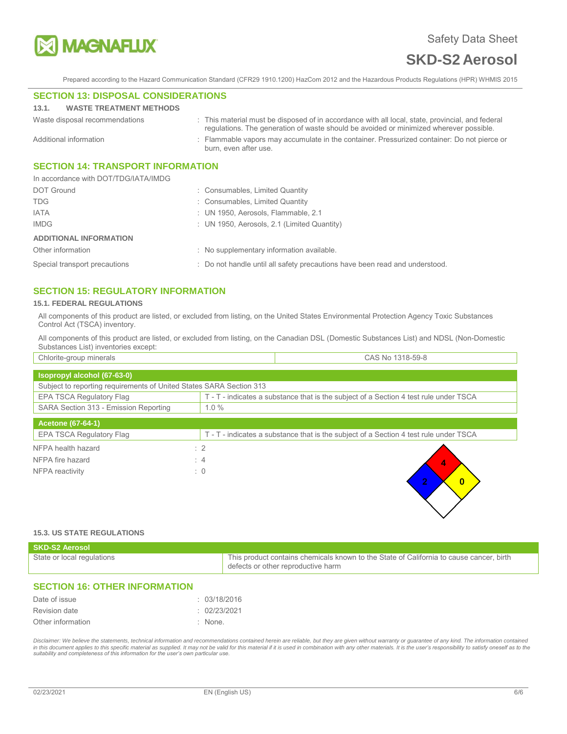## SECTION 13: DISPOSAL CONSIDERATIONS

### 13.1. WASTE TREATMENT METHODS

Waste disposal recommendations : This material must be disposed of in accordance with all local, state, provincial, and federal regulations. The generation of waste should be avoided or minimized wherever possible.

Additional information : Flammable vapors may accumulate in the container. Pressurized container: Do not pierce or burn, even after use.

## SECTION 14: TRANSPORT INFORMATION

In accordance with DOT/TDG/IATA/IMDG

DOT Ground : Consumables, Limited Quantity

TDG : Consumables, Limited Quantity

IATA : UN 1950, Aerosols, Flammable, 2.1

IMDG : UN 1950, Aerosols, 2.1 (Limited Quantity)

**ADDITIONAL INFORMATION**

Other information : No supplementary information available.

Special transport precautions : Do not handle until all safety precautions have been read and understood.

## SECTION 15: REGULATORY INFORMATION

### 15.1. FEDERAL REGULATIONS

All components of this product are listed, or excluded from listing, on the United States Environmental Protection Agency Toxic Substances Control Act (TSCA) inventory.

All components of this product are listed, or excluded from listing, on the Canadian DSL (Domestic Substances List) and NDSL (Non-Domestic Substances List) inventories except:

| | |
|---|---|
| Chlorite-group minerals | CAS No 1318-59-8 |

| **Isopropyl alcohol (67-63-0)** | |
|---|---|
| Subject to reporting requirements of United States SARA Section 313 | |
| EPA TSCA Regulatory Flag | T - T - indicates a substance that is the subject of a Section 4 test rule under TSCA |
| SARA Section 313 - Emission Reporting | 1.0 % |

| **Acetone (67-64-1)** | |
|---|---|
| EPA TSCA Regulatory Flag | T - T - indicates a substance that is the subject of a Section 4 test rule under TSCA |

NFPA health hazard : 2

NFPA fire hazard : 4

NFPA reactivity : 0

### 15.3. US STATE REGULATIONS

| **SKD-S2 Aerosol** | |
|---|---|
| State or local regulations | This product contains chemicals known to the State of California to cause cancer, birth defects or other reproductive harm |

## SECTION 16: OTHER INFORMATION

Date of issue : 03/18/2016

Revision date : 02/23/2021

Other information : None.

*Disclaimer: We believe the statements, technical information and recommendations contained herein are reliable, but they are given without warranty or guarantee of any kind. The information contained in this document applies to this specific material as supplied. It may not be valid for this material if it is used in combination with any other materials. It is the user's responsibility to satisfy oneself as to the suitability and completeness of this information for the user's own particular use.*